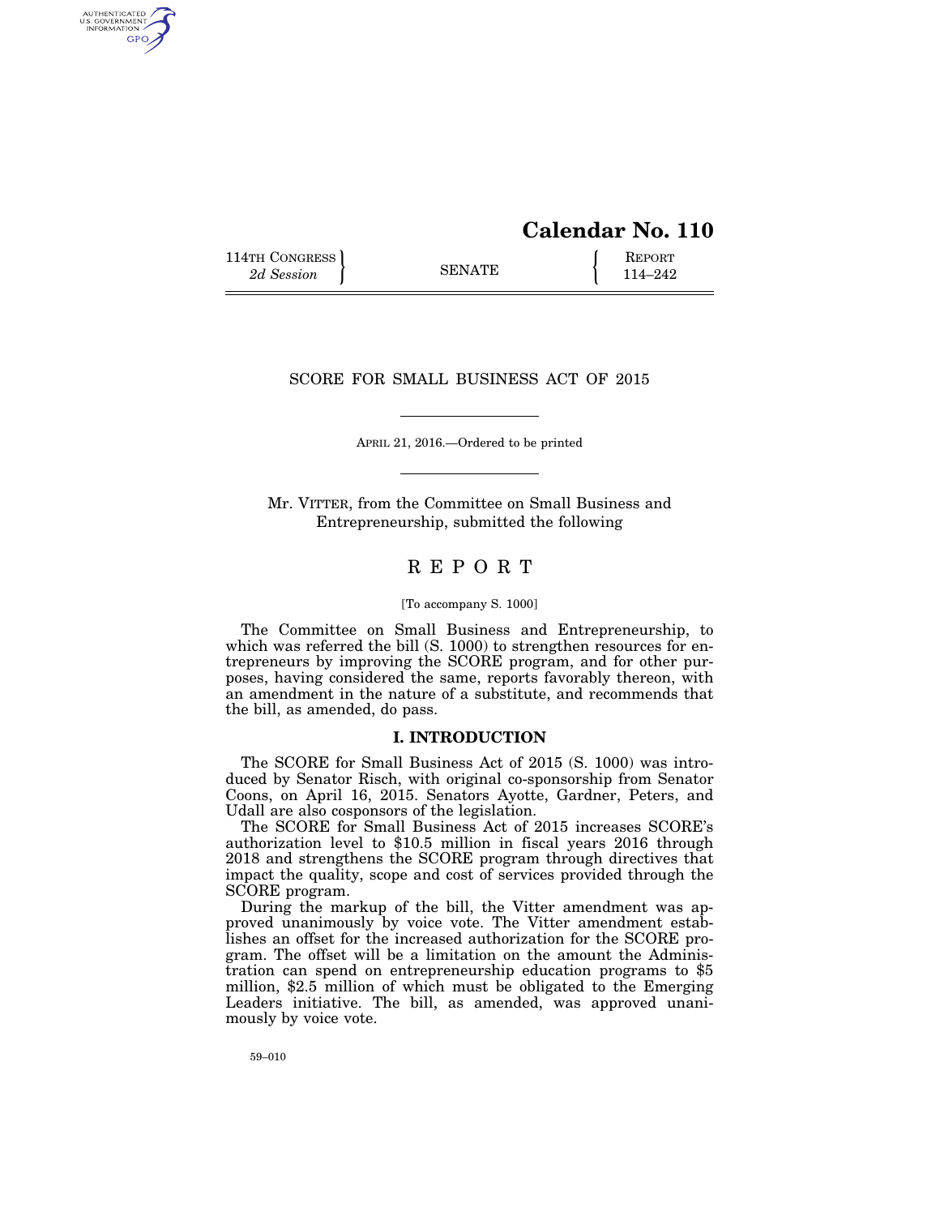# Calendar No. 110

114TH CONGRESS
*2d Session*

SENATE

REPORT
114–242

## SCORE FOR SMALL BUSINESS ACT OF 2015

APRIL 21, 2016.—Ordered to be printed

Mr. VITTER, from the Committee on Small Business and Entrepreneurship, submitted the following

## REPORT

[To accompany S. 1000]

The Committee on Small Business and Entrepreneurship, to which was referred the bill (S. 1000) to strengthen resources for entrepreneurs by improving the SCORE program, and for other purposes, having considered the same, reports favorably thereon, with an amendment in the nature of a substitute, and recommends that the bill, as amended, do pass.

### I. INTRODUCTION

The SCORE for Small Business Act of 2015 (S. 1000) was introduced by Senator Risch, with original co-sponsorship from Senator Coons, on April 16, 2015. Senators Ayotte, Gardner, Peters, and Udall are also cosponsors of the legislation.

The SCORE for Small Business Act of 2015 increases SCORE's authorization level to $10.5 million in fiscal years 2016 through 2018 and strengthens the SCORE program through directives that impact the quality, scope and cost of services provided through the SCORE program.

During the markup of the bill, the Vitter amendment was approved unanimously by voice vote. The Vitter amendment establishes an offset for the increased authorization for the SCORE program. The offset will be a limitation on the amount the Administration can spend on entrepreneurship education programs to $5 million, $2.5 million of which must be obligated to the Emerging Leaders initiative. The bill, as amended, was approved unanimously by voice vote.

59–010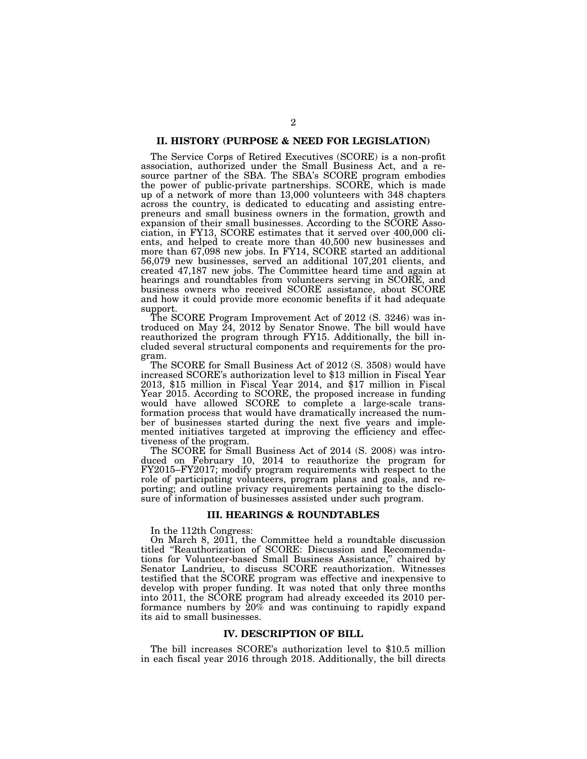## II. HISTORY (PURPOSE & NEED FOR LEGISLATION)

The Service Corps of Retired Executives (SCORE) is a non-profit association, authorized under the Small Business Act, and a resource partner of the SBA. The SBA's SCORE program embodies the power of public-private partnerships. SCORE, which is made up of a network of more than 13,000 volunteers with 348 chapters across the country, is dedicated to educating and assisting entrepreneurs and small business owners in the formation, growth and expansion of their small businesses. According to the SCORE Association, in FY13, SCORE estimates that it served over 400,000 clients, and helped to create more than 40,500 new businesses and more than 67,098 new jobs. In FY14, SCORE started an additional 56,079 new businesses, served an additional 107,201 clients, and created 47,187 new jobs. The Committee heard time and again at hearings and roundtables from volunteers serving in SCORE, and business owners who received SCORE assistance, about SCORE and how it could provide more economic benefits if it had adequate support.

The SCORE Program Improvement Act of 2012 (S. 3246) was introduced on May 24, 2012 by Senator Snowe. The bill would have reauthorized the program through FY15. Additionally, the bill included several structural components and requirements for the program.

The SCORE for Small Business Act of 2012 (S. 3508) would have increased SCORE's authorization level to $13 million in Fiscal Year 2013, $15 million in Fiscal Year 2014, and $17 million in Fiscal Year 2015. According to SCORE, the proposed increase in funding would have allowed SCORE to complete a large-scale transformation process that would have dramatically increased the number of businesses started during the next five years and implemented initiatives targeted at improving the efficiency and effectiveness of the program.

The SCORE for Small Business Act of 2014 (S. 2008) was introduced on February 10, 2014 to reauthorize the program for FY2015–FY2017; modify program requirements with respect to the role of participating volunteers, program plans and goals, and reporting; and outline privacy requirements pertaining to the disclosure of information of businesses assisted under such program.

## III. HEARINGS & ROUNDTABLES

In the 112th Congress:

On March 8, 2011, the Committee held a roundtable discussion titled "Reauthorization of SCORE: Discussion and Recommendations for Volunteer-based Small Business Assistance," chaired by Senator Landrieu, to discuss SCORE reauthorization. Witnesses testified that the SCORE program was effective and inexpensive to develop with proper funding. It was noted that only three months into 2011, the SCORE program had already exceeded its 2010 performance numbers by 20% and was continuing to rapidly expand its aid to small businesses.

## IV. DESCRIPTION OF BILL

The bill increases SCORE's authorization level to $10.5 million in each fiscal year 2016 through 2018. Additionally, the bill directs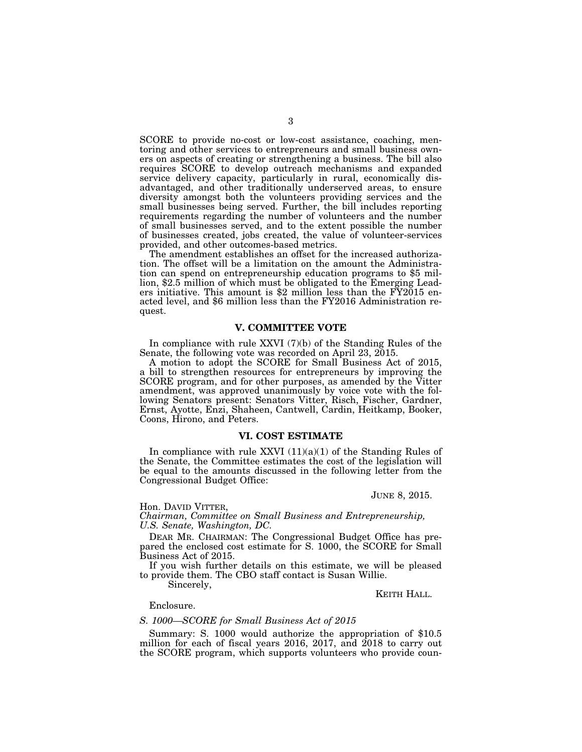SCORE to provide no-cost or low-cost assistance, coaching, mentoring and other services to entrepreneurs and small business owners on aspects of creating or strengthening a business. The bill also requires SCORE to develop outreach mechanisms and expanded service delivery capacity, particularly in rural, economically disadvantaged, and other traditionally underserved areas, to ensure diversity amongst both the volunteers providing services and the small businesses being served. Further, the bill includes reporting requirements regarding the number of volunteers and the number of small businesses served, and to the extent possible the number of businesses created, jobs created, the value of volunteer-services provided, and other outcomes-based metrics.

The amendment establishes an offset for the increased authorization. The offset will be a limitation on the amount the Administration can spend on entrepreneurship education programs to $5 million, $2.5 million of which must be obligated to the Emerging Leaders initiative. This amount is $2 million less than the FY2015 enacted level, and $6 million less than the FY2016 Administration request.

## V. COMMITTEE VOTE

In compliance with rule XXVI (7)(b) of the Standing Rules of the Senate, the following vote was recorded on April 23, 2015.

A motion to adopt the SCORE for Small Business Act of 2015, a bill to strengthen resources for entrepreneurs by improving the SCORE program, and for other purposes, as amended by the Vitter amendment, was approved unanimously by voice vote with the following Senators present: Senators Vitter, Risch, Fischer, Gardner, Ernst, Ayotte, Enzi, Shaheen, Cantwell, Cardin, Heitkamp, Booker, Coons, Hirono, and Peters.

## VI. COST ESTIMATE

In compliance with rule XXVI (11)(a)(1) of the Standing Rules of the Senate, the Committee estimates the cost of the legislation will be equal to the amounts discussed in the following letter from the Congressional Budget Office:

JUNE 8, 2015.

Hon. DAVID VITTER,
*Chairman, Committee on Small Business and Entrepreneurship, U.S. Senate, Washington, DC.*

DEAR MR. CHAIRMAN: The Congressional Budget Office has prepared the enclosed cost estimate for S. 1000, the SCORE for Small Business Act of 2015.

If you wish further details on this estimate, we will be pleased to provide them. The CBO staff contact is Susan Willie.

Sincerely,

KEITH HALL.

Enclosure.

*S. 1000—SCORE for Small Business Act of 2015*

Summary: S. 1000 would authorize the appropriation of $10.5 million for each of fiscal years 2016, 2017, and 2018 to carry out the SCORE program, which supports volunteers who provide coun-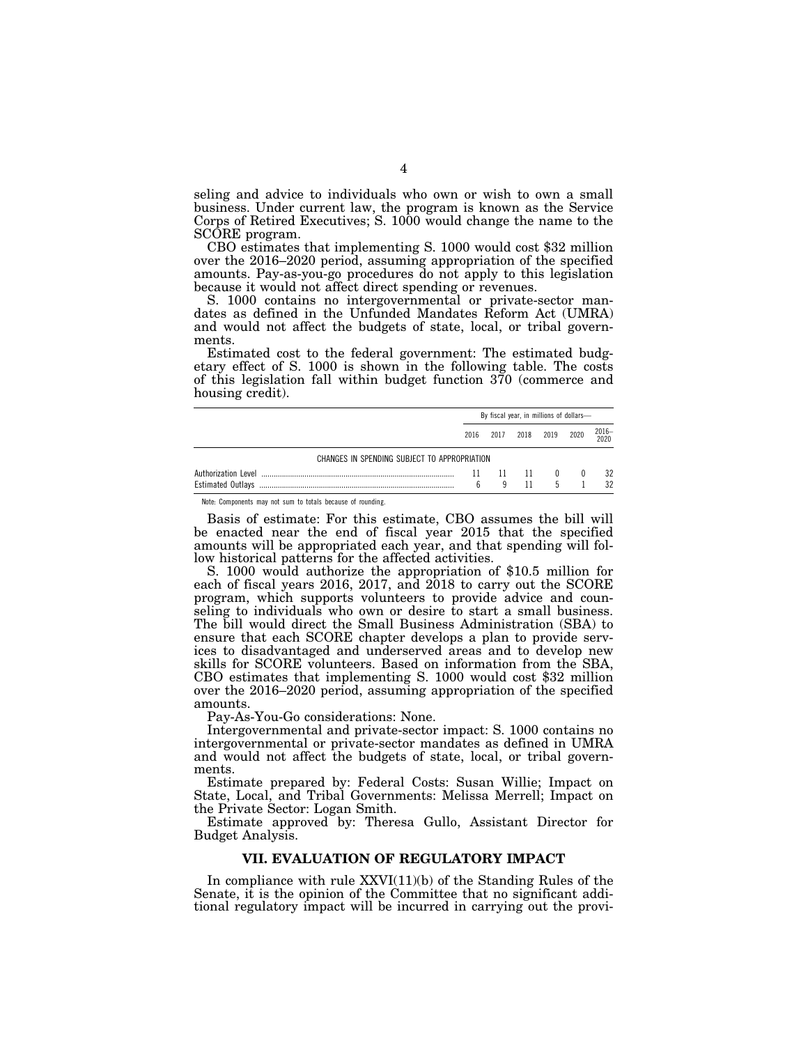seling and advice to individuals who own or wish to own a small business. Under current law, the program is known as the Service Corps of Retired Executives; S. 1000 would change the name to the SCORE program.

CBO estimates that implementing S. 1000 would cost $32 million over the 2016–2020 period, assuming appropriation of the specified amounts. Pay-as-you-go procedures do not apply to this legislation because it would not affect direct spending or revenues.

S. 1000 contains no intergovernmental or private-sector mandates as defined in the Unfunded Mandates Reform Act (UMRA) and would not affect the budgets of state, local, or tribal governments.

Estimated cost to the federal government: The estimated budgetary effect of S. 1000 is shown in the following table. The costs of this legislation fall within budget function 370 (commerce and housing credit).

| | By fiscal year, in millions of dollars— | | | | | |
|---|---|---|---|---|---|---|
| | 2016 | 2017 | 2018 | 2019 | 2020 | 2016–2020 |
| CHANGES IN SPENDING SUBJECT TO APPROPRIATION | | | | | | |
| Authorization Level | 11 | 11 | 11 | 0 | 0 | 32 |
| Estimated Outlays | 6 | 9 | 11 | 5 | 1 | 32 |

Note: Components may not sum to totals because of rounding.

Basis of estimate: For this estimate, CBO assumes the bill will be enacted near the end of fiscal year 2015 that the specified amounts will be appropriated each year, and that spending will follow historical patterns for the affected activities.

S. 1000 would authorize the appropriation of $10.5 million for each of fiscal years 2016, 2017, and 2018 to carry out the SCORE program, which supports volunteers to provide advice and counseling to individuals who own or desire to start a small business. The bill would direct the Small Business Administration (SBA) to ensure that each SCORE chapter develops a plan to provide services to disadvantaged and underserved areas and to develop new skills for SCORE volunteers. Based on information from the SBA, CBO estimates that implementing S. 1000 would cost $32 million over the 2016–2020 period, assuming appropriation of the specified amounts.

Pay-As-You-Go considerations: None.

Intergovernmental and private-sector impact: S. 1000 contains no intergovernmental or private-sector mandates as defined in UMRA and would not affect the budgets of state, local, or tribal governments.

Estimate prepared by: Federal Costs: Susan Willie; Impact on State, Local, and Tribal Governments: Melissa Merrell; Impact on the Private Sector: Logan Smith.

Estimate approved by: Theresa Gullo, Assistant Director for Budget Analysis.

## VII. EVALUATION OF REGULATORY IMPACT

In compliance with rule XXVI(11)(b) of the Standing Rules of the Senate, it is the opinion of the Committee that no significant additional regulatory impact will be incurred in carrying out the provi-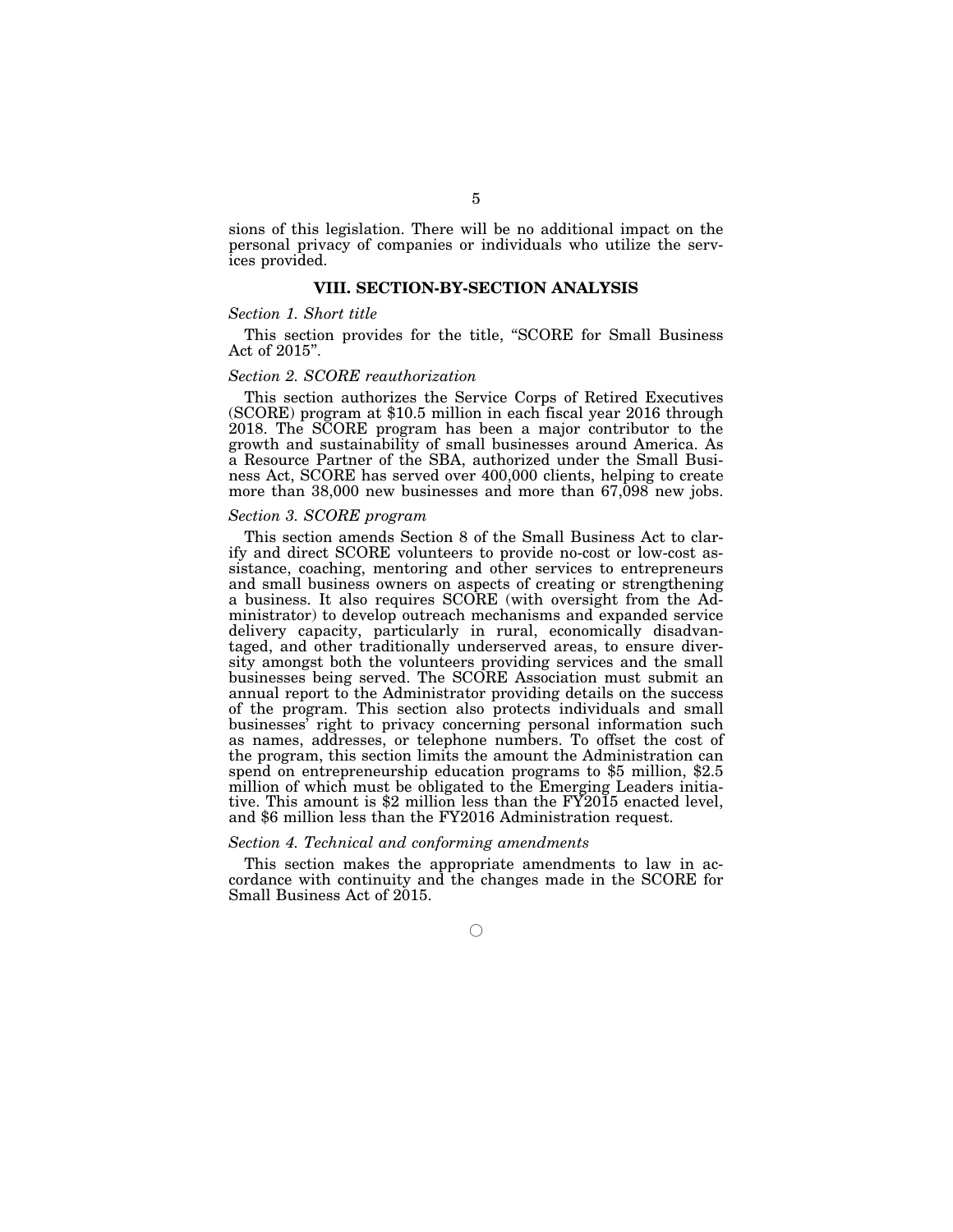sions of this legislation. There will be no additional impact on the personal privacy of companies or individuals who utilize the services provided.

## VIII. SECTION-BY-SECTION ANALYSIS

### *Section 1. Short title*

This section provides for the title, "SCORE for Small Business Act of 2015".

### *Section 2. SCORE reauthorization*

This section authorizes the Service Corps of Retired Executives (SCORE) program at $10.5 million in each fiscal year 2016 through 2018. The SCORE program has been a major contributor to the growth and sustainability of small businesses around America. As a Resource Partner of the SBA, authorized under the Small Business Act, SCORE has served over 400,000 clients, helping to create more than 38,000 new businesses and more than 67,098 new jobs.

### *Section 3. SCORE program*

This section amends Section 8 of the Small Business Act to clarify and direct SCORE volunteers to provide no-cost or low-cost assistance, coaching, mentoring and other services to entrepreneurs and small business owners on aspects of creating or strengthening a business. It also requires SCORE (with oversight from the Administrator) to develop outreach mechanisms and expanded service delivery capacity, particularly in rural, economically disadvantaged, and other traditionally underserved areas, to ensure diversity amongst both the volunteers providing services and the small businesses being served. The SCORE Association must submit an annual report to the Administrator providing details on the success of the program. This section also protects individuals and small businesses' right to privacy concerning personal information such as names, addresses, or telephone numbers. To offset the cost of the program, this section limits the amount the Administration can spend on entrepreneurship education programs to $5 million, $2.5 million of which must be obligated to the Emerging Leaders initiative. This amount is $2 million less than the FY2015 enacted level, and $6 million less than the FY2016 Administration request.

### *Section 4. Technical and conforming amendments*

This section makes the appropriate amendments to law in accordance with continuity and the changes made in the SCORE for Small Business Act of 2015.